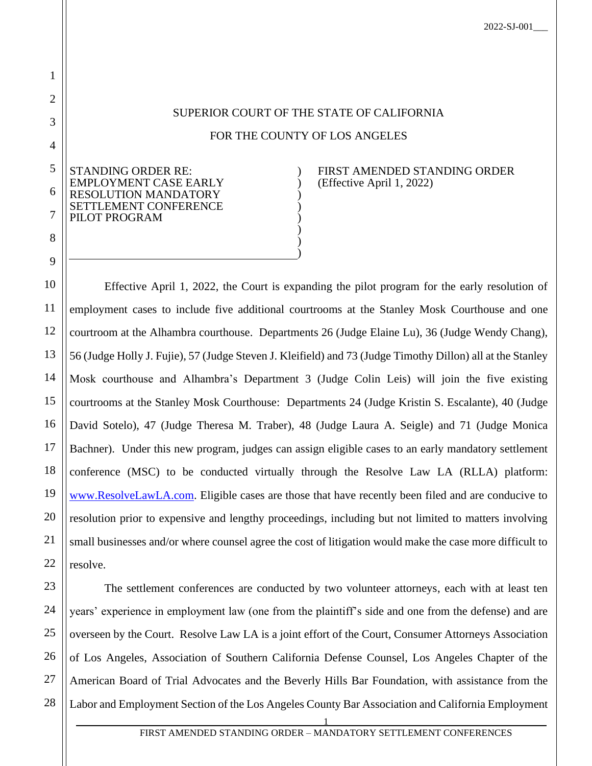2022-SJ-001___

SUPERIOR COURT OF THE STATE OF CALIFORNIA

FOR THE COUNTY OF LOS ANGELES

| STANDING ORDER RE: EMPLOYMENT CASE EARLY RESOLUTION MANDATORY SETTLEMENT CONFERENCE PILOT PROGRAM | FIRST AMENDED STANDING ORDER (Effective April 1, 2022) |
|---|---|

Effective April 1, 2022, the Court is expanding the pilot program for the early resolution of employment cases to include five additional courtrooms at the Stanley Mosk Courthouse and one courtroom at the Alhambra courthouse. Departments 26 (Judge Elaine Lu), 36 (Judge Wendy Chang), 56 (Judge Holly J. Fujie), 57 (Judge Steven J. Kleifield) and 73 (Judge Timothy Dillon) all at the Stanley Mosk courthouse and Alhambra's Department 3 (Judge Colin Leis) will join the five existing courtrooms at the Stanley Mosk Courthouse: Departments 24 (Judge Kristin S. Escalante), 40 (Judge David Sotelo), 47 (Judge Theresa M. Traber), 48 (Judge Laura A. Seigle) and 71 (Judge Monica Bachner). Under this new program, judges can assign eligible cases to an early mandatory settlement conference (MSC) to be conducted virtually through the Resolve Law LA (RLLA) platform: www.ResolveLawLA.com. Eligible cases are those that have recently been filed and are conducive to resolution prior to expensive and lengthy proceedings, including but not limited to matters involving small businesses and/or where counsel agree the cost of litigation would make the case more difficult to resolve.

The settlement conferences are conducted by two volunteer attorneys, each with at least ten years' experience in employment law (one from the plaintiff's side and one from the defense) and are overseen by the Court. Resolve Law LA is a joint effort of the Court, Consumer Attorneys Association of Los Angeles, Association of Southern California Defense Counsel, Los Angeles Chapter of the American Board of Trial Advocates and the Beverly Hills Bar Foundation, with assistance from the Labor and Employment Section of the Los Angeles County Bar Association and California Employment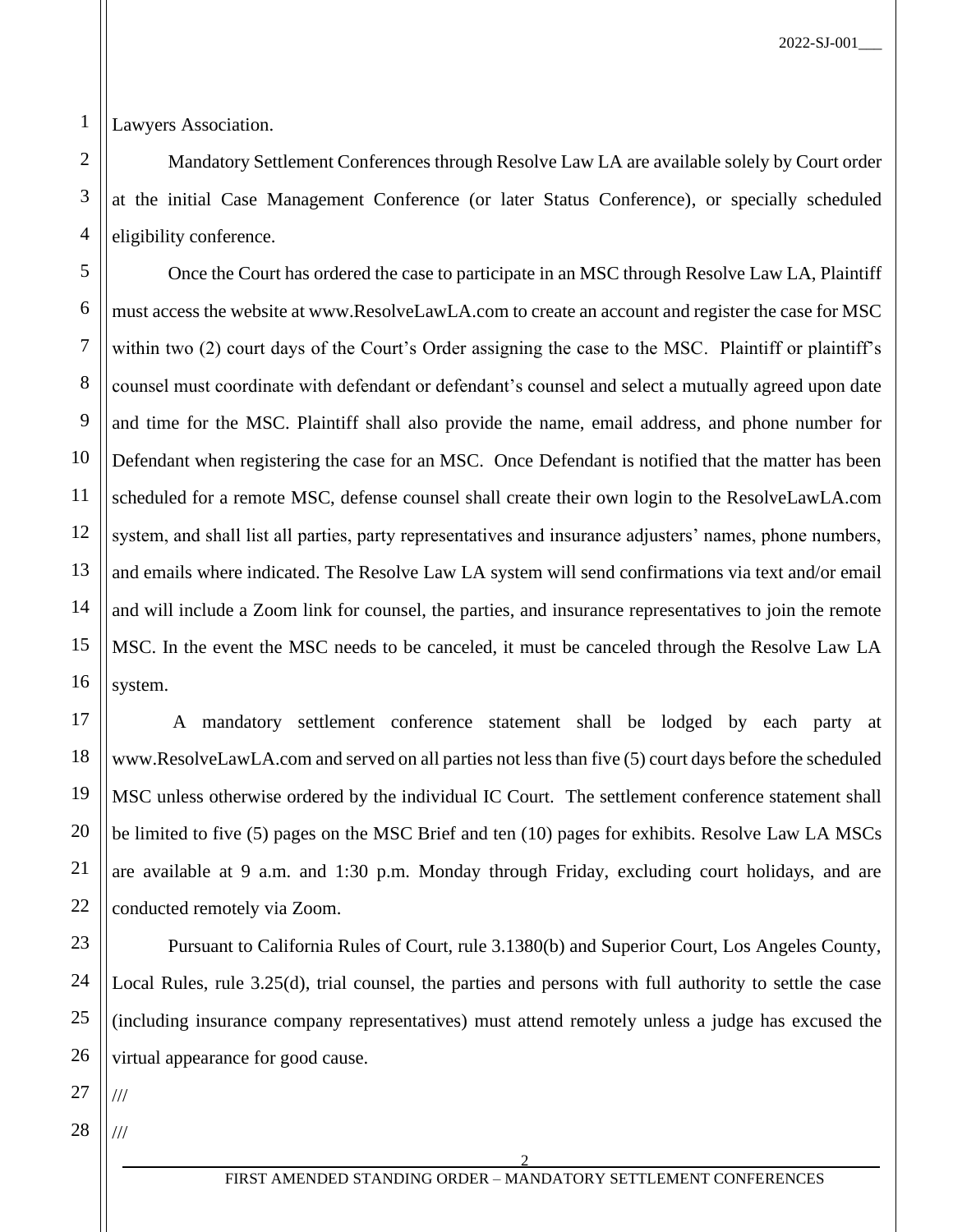Lawyers Association.

Mandatory Settlement Conferences through Resolve Law LA are available solely by Court order at the initial Case Management Conference (or later Status Conference), or specially scheduled eligibility conference.

Once the Court has ordered the case to participate in an MSC through Resolve Law LA, Plaintiff must access the website at www.ResolveLawLA.com to create an account and register the case for MSC within two (2) court days of the Court's Order assigning the case to the MSC. Plaintiff or plaintiff's counsel must coordinate with defendant or defendant's counsel and select a mutually agreed upon date and time for the MSC. Plaintiff shall also provide the name, email address, and phone number for Defendant when registering the case for an MSC. Once Defendant is notified that the matter has been scheduled for a remote MSC, defense counsel shall create their own login to the ResolveLawLA.com system, and shall list all parties, party representatives and insurance adjusters' names, phone numbers, and emails where indicated. The Resolve Law LA system will send confirmations via text and/or email and will include a Zoom link for counsel, the parties, and insurance representatives to join the remote MSC. In the event the MSC needs to be canceled, it must be canceled through the Resolve Law LA system.

A mandatory settlement conference statement shall be lodged by each party at www.ResolveLawLA.com and served on all parties not less than five (5) court days before the scheduled MSC unless otherwise ordered by the individual IC Court. The settlement conference statement shall be limited to five (5) pages on the MSC Brief and ten (10) pages for exhibits. Resolve Law LA MSCs are available at 9 a.m. and 1:30 p.m. Monday through Friday, excluding court holidays, and are conducted remotely via Zoom.

Pursuant to California Rules of Court, rule 3.1380(b) and Superior Court, Los Angeles County, Local Rules, rule 3.25(d), trial counsel, the parties and persons with full authority to settle the case (including insurance company representatives) must attend remotely unless a judge has excused the virtual appearance for good cause.

///

///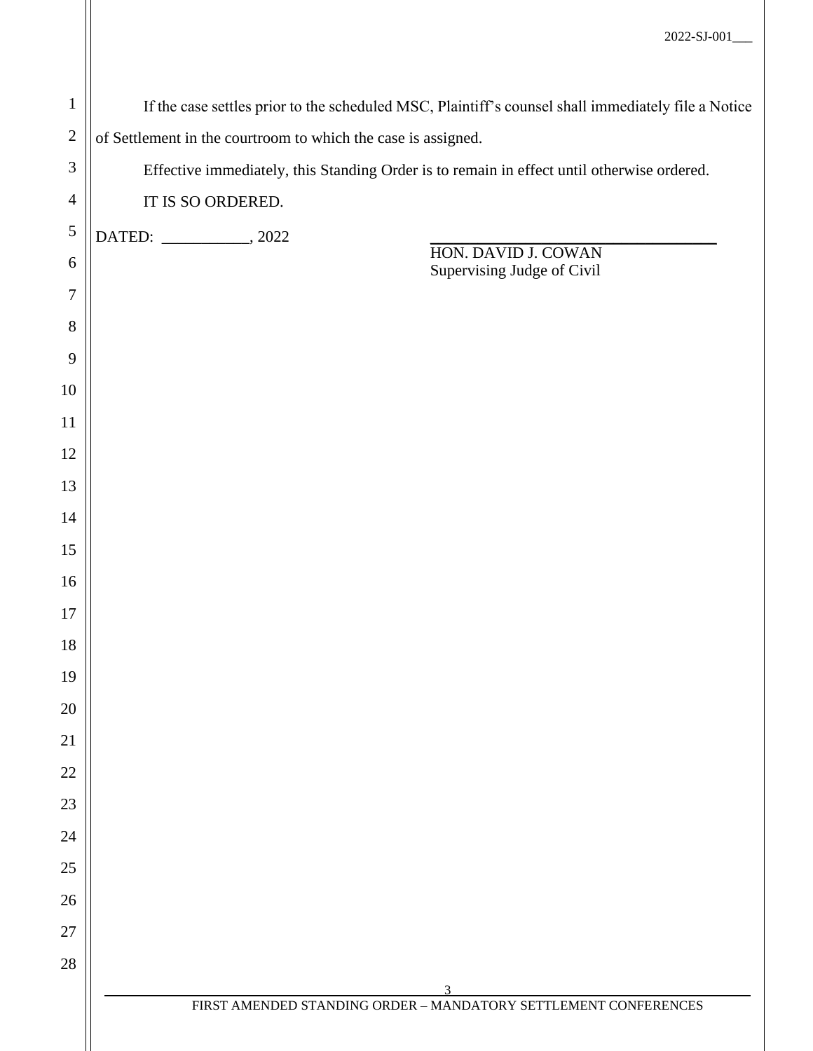If the case settles prior to the scheduled MSC, Plaintiff's counsel shall immediately file a Notice of Settlement in the courtroom to which the case is assigned.

Effective immediately, this Standing Order is to remain in effect until otherwise ordered.

IT IS SO ORDERED.

DATED: ___________, 2022

HON. DAVID J. COWAN
Supervising Judge of Civil